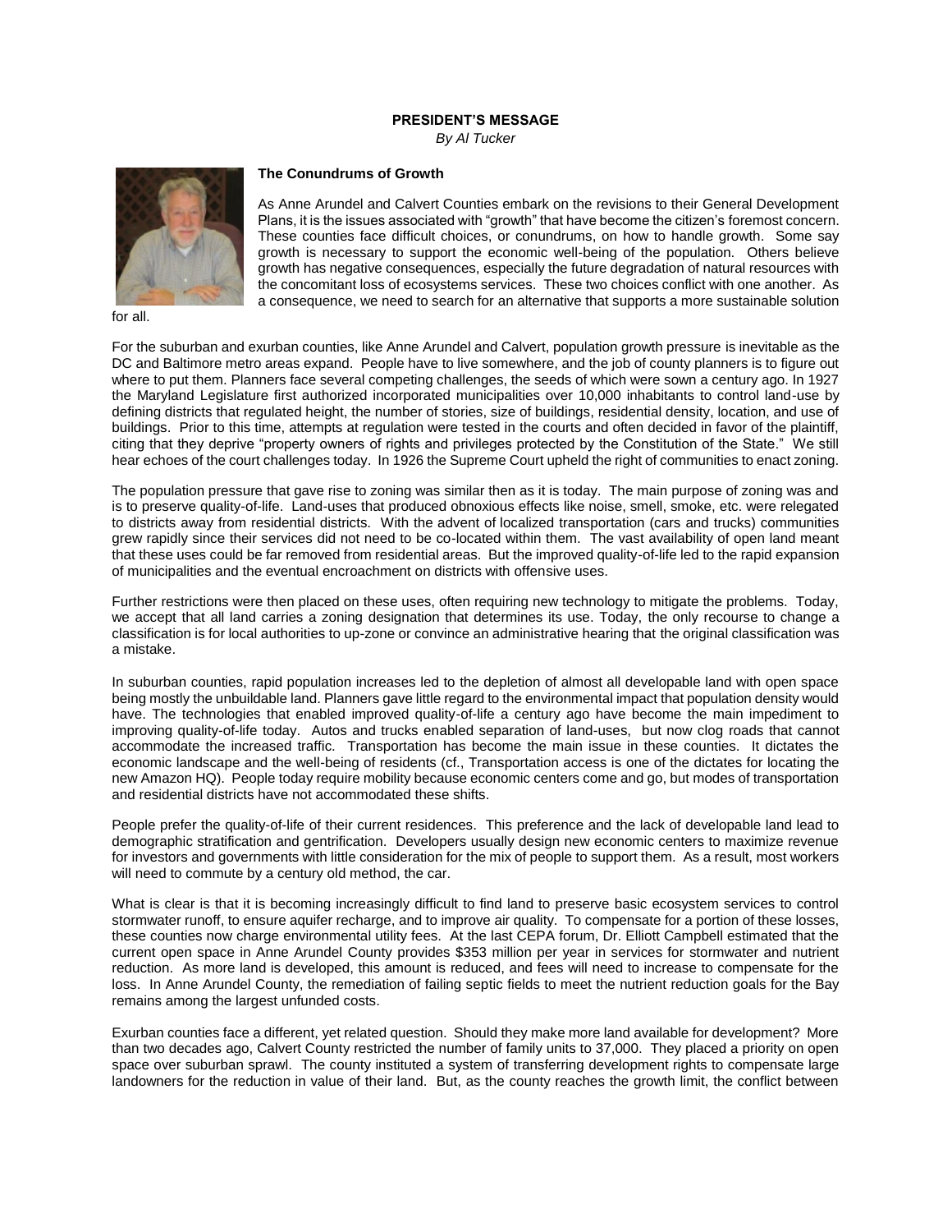**PRESIDENT'S MESSAGE**

*By Al Tucker*

### The Conundrums of Growth

As Anne Arundel and Calvert Counties embark on the revisions to their General Development Plans, it is the issues associated with "growth" that have become the citizen's foremost concern. These counties face difficult choices, or conundrums, on how to handle growth. Some say growth is necessary to support the economic well-being of the population. Others believe growth has negative consequences, especially the future degradation of natural resources with the concomitant loss of ecosystems services. These two choices conflict with one another. As a consequence, we need to search for an alternative that supports a more sustainable solution for all.

For the suburban and exurban counties, like Anne Arundel and Calvert, population growth pressure is inevitable as the DC and Baltimore metro areas expand. People have to live somewhere, and the job of county planners is to figure out where to put them. Planners face several competing challenges, the seeds of which were sown a century ago. In 1927 the Maryland Legislature first authorized incorporated municipalities over 10,000 inhabitants to control land-use by defining districts that regulated height, the number of stories, size of buildings, residential density, location, and use of buildings. Prior to this time, attempts at regulation were tested in the courts and often decided in favor of the plaintiff, citing that they deprive "property owners of rights and privileges protected by the Constitution of the State." We still hear echoes of the court challenges today. In 1926 the Supreme Court upheld the right of communities to enact zoning.

The population pressure that gave rise to zoning was similar then as it is today. The main purpose of zoning was and is to preserve quality-of-life. Land-uses that produced obnoxious effects like noise, smell, smoke, etc. were relegated to districts away from residential districts. With the advent of localized transportation (cars and trucks) communities grew rapidly since their services did not need to be co-located within them. The vast availability of open land meant that these uses could be far removed from residential areas. But the improved quality-of-life led to the rapid expansion of municipalities and the eventual encroachment on districts with offensive uses.

Further restrictions were then placed on these uses, often requiring new technology to mitigate the problems. Today, we accept that all land carries a zoning designation that determines its use. Today, the only recourse to change a classification is for local authorities to up-zone or convince an administrative hearing that the original classification was a mistake.

In suburban counties, rapid population increases led to the depletion of almost all developable land with open space being mostly the unbuildable land. Planners gave little regard to the environmental impact that population density would have. The technologies that enabled improved quality-of-life a century ago have become the main impediment to improving quality-of-life today. Autos and trucks enabled separation of land-uses, but now clog roads that cannot accommodate the increased traffic. Transportation has become the main issue in these counties. It dictates the economic landscape and the well-being of residents (cf., Transportation access is one of the dictates for locating the new Amazon HQ). People today require mobility because economic centers come and go, but modes of transportation and residential districts have not accommodated these shifts.

People prefer the quality-of-life of their current residences. This preference and the lack of developable land lead to demographic stratification and gentrification. Developers usually design new economic centers to maximize revenue for investors and governments with little consideration for the mix of people to support them. As a result, most workers will need to commute by a century old method, the car.

What is clear is that it is becoming increasingly difficult to find land to preserve basic ecosystem services to control stormwater runoff, to ensure aquifer recharge, and to improve air quality. To compensate for a portion of these losses, these counties now charge environmental utility fees. At the last CEPA forum, Dr. Elliott Campbell estimated that the current open space in Anne Arundel County provides $353 million per year in services for stormwater and nutrient reduction. As more land is developed, this amount is reduced, and fees will need to increase to compensate for the loss. In Anne Arundel County, the remediation of failing septic fields to meet the nutrient reduction goals for the Bay remains among the largest unfunded costs.

Exurban counties face a different, yet related question. Should they make more land available for development? More than two decades ago, Calvert County restricted the number of family units to 37,000. They placed a priority on open space over suburban sprawl. The county instituted a system of transferring development rights to compensate large landowners for the reduction in value of their land. But, as the county reaches the growth limit, the conflict between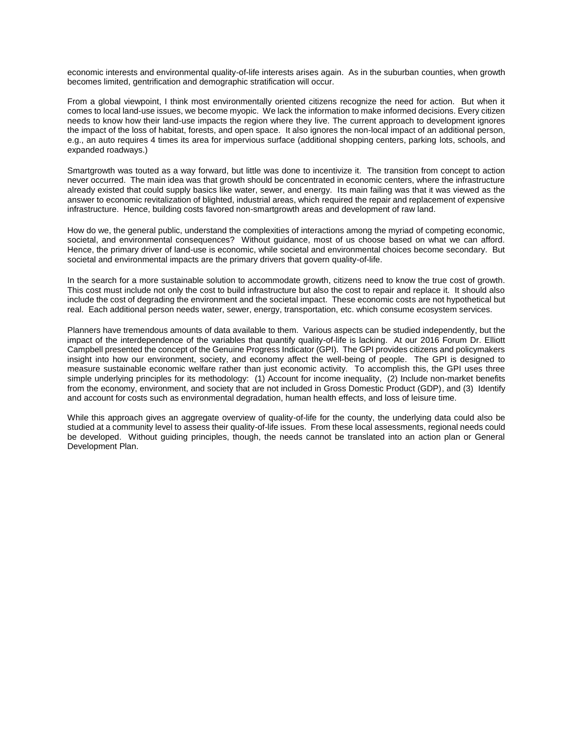economic interests and environmental quality-of-life interests arises again. As in the suburban counties, when growth becomes limited, gentrification and demographic stratification will occur.

From a global viewpoint, I think most environmentally oriented citizens recognize the need for action. But when it comes to local land-use issues, we become myopic. We lack the information to make informed decisions. Every citizen needs to know how their land-use impacts the region where they live. The current approach to development ignores the impact of the loss of habitat, forests, and open space. It also ignores the non-local impact of an additional person, e.g., an auto requires 4 times its area for impervious surface (additional shopping centers, parking lots, schools, and expanded roadways.)

Smartgrowth was touted as a way forward, but little was done to incentivize it. The transition from concept to action never occurred. The main idea was that growth should be concentrated in economic centers, where the infrastructure already existed that could supply basics like water, sewer, and energy. Its main failing was that it was viewed as the answer to economic revitalization of blighted, industrial areas, which required the repair and replacement of expensive infrastructure. Hence, building costs favored non-smartgrowth areas and development of raw land.

How do we, the general public, understand the complexities of interactions among the myriad of competing economic, societal, and environmental consequences? Without guidance, most of us choose based on what we can afford. Hence, the primary driver of land-use is economic, while societal and environmental choices become secondary. But societal and environmental impacts are the primary drivers that govern quality-of-life.

In the search for a more sustainable solution to accommodate growth, citizens need to know the true cost of growth. This cost must include not only the cost to build infrastructure but also the cost to repair and replace it. It should also include the cost of degrading the environment and the societal impact. These economic costs are not hypothetical but real. Each additional person needs water, sewer, energy, transportation, etc. which consume ecosystem services.

Planners have tremendous amounts of data available to them. Various aspects can be studied independently, but the impact of the interdependence of the variables that quantify quality-of-life is lacking. At our 2016 Forum Dr. Elliott Campbell presented the concept of the Genuine Progress Indicator (GPI). The GPI provides citizens and policymakers insight into how our environment, society, and economy affect the well-being of people. The GPI is designed to measure sustainable economic welfare rather than just economic activity. To accomplish this, the GPI uses three simple underlying principles for its methodology: (1) Account for income inequality, (2) Include non-market benefits from the economy, environment, and society that are not included in Gross Domestic Product (GDP), and (3) Identify and account for costs such as environmental degradation, human health effects, and loss of leisure time.

While this approach gives an aggregate overview of quality-of-life for the county, the underlying data could also be studied at a community level to assess their quality-of-life issues. From these local assessments, regional needs could be developed. Without guiding principles, though, the needs cannot be translated into an action plan or General Development Plan.